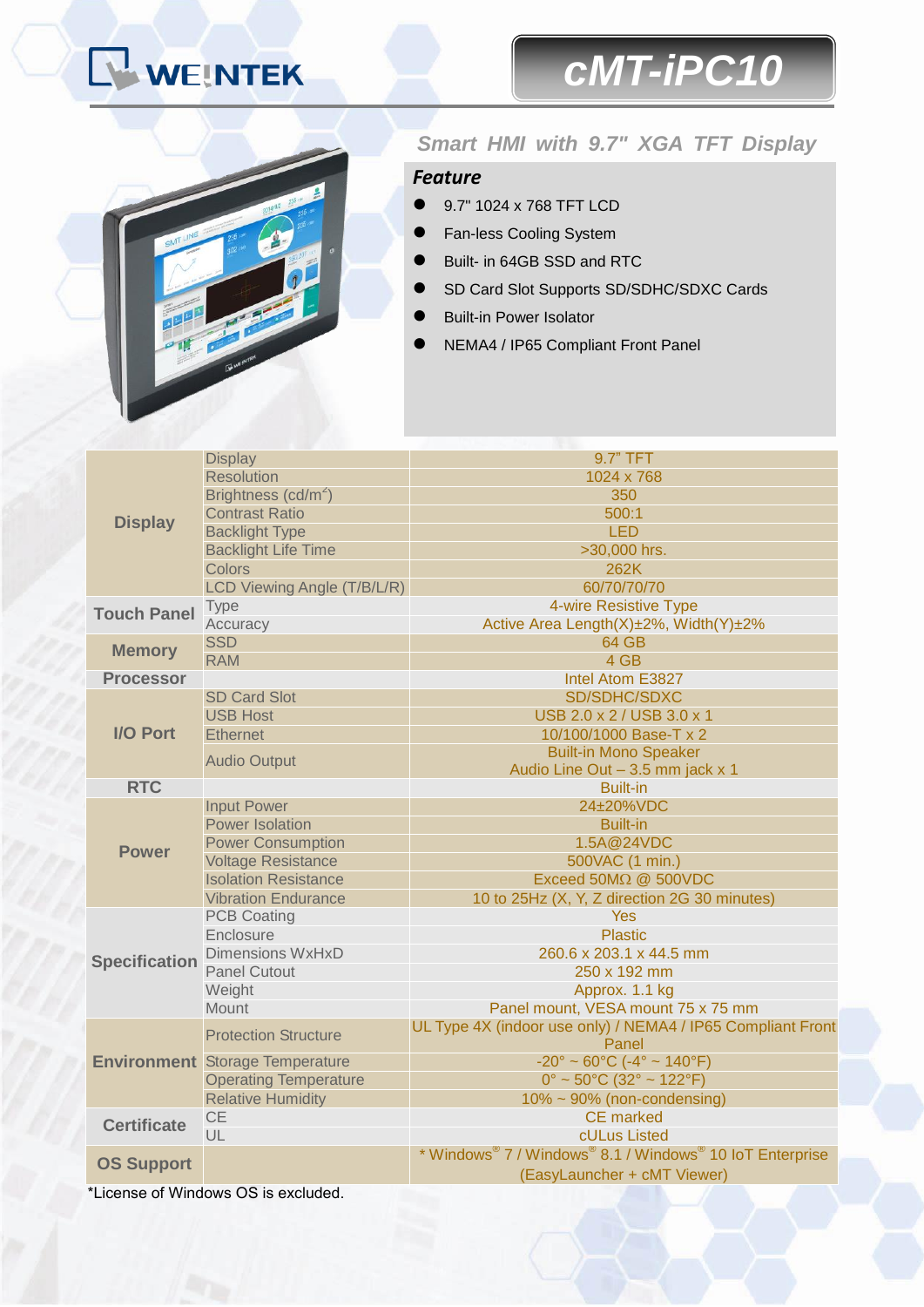# WEINTEK

# cMT-iPC10

## Smart HMI with 9.7" XGA TFT Display

### Feature

- 9.7" 1024 x 768 TFT LCD
- Fan-less Cooling System
- Built- in 64GB SSD and RTC
- SD Card Slot Supports SD/SDHC/SDXC Cards
- Built-in Power Isolator
- NEMA4 / IP65 Compliant Front Panel

| Category | Item | Specification |
|---|---|---|
| Display | Display | 9.7" TFT |
| | Resolution | 1024 x 768 |
| | Brightness (cd/m$^2$) | 350 |
| | Contrast Ratio | 500:1 |
| | Backlight Type | LED |
| | Backlight Life Time | >30,000 hrs. |
| | Colors | 262K |
| | LCD Viewing Angle (T/B/L/R) | 60/70/70/70 |
| Touch Panel | Type | 4-wire Resistive Type |
| | Accuracy | Active Area Length(X)±2%, Width(Y)±2% |
| Memory | SSD | 64 GB |
| | RAM | 4 GB |
| Processor | | Intel Atom E3827 |
| I/O Port | SD Card Slot | SD/SDHC/SDXC |
| | USB Host | USB 2.0 x 2 / USB 3.0 x 1 |
| | Ethernet | 10/100/1000 Base-T x 2 |
| | Audio Output | Built-in Mono Speaker<br>Audio Line Out – 3.5 mm jack x 1 |
| RTC | | Built-in |
| Power | Input Power | 24±20%VDC |
| | Power Isolation | Built-in |
| | Power Consumption | 1.5A@24VDC |
| | Voltage Resistance | 500VAC (1 min.) |
| | Isolation Resistance | Exceed 50MΩ @ 500VDC |
| | Vibration Endurance | 10 to 25Hz (X, Y, Z direction 2G 30 minutes) |
| Specification | PCB Coating | Yes |
| | Enclosure | Plastic |
| | Dimensions WxHxD | 260.6 x 203.1 x 44.5 mm |
| | Panel Cutout | 250 x 192 mm |
| | Weight | Approx. 1.1 kg |
| | Mount | Panel mount, VESA mount 75 x 75 mm |
| Environment | Protection Structure | UL Type 4X (indoor use only) / NEMA4 / IP65 Compliant Front Panel |
| | Storage Temperature | -20° ~ 60°C (-4° ~ 140°F) |
| | Operating Temperature | 0° ~ 50°C (32° ~ 122°F) |
| | Relative Humidity | 10% ~ 90% (non-condensing) |
| Certificate | CE | CE marked |
| | UL | cULus Listed |
| OS Support | | * Windows® 7 / Windows® 8.1 / Windows® 10 IoT Enterprise<br>(EasyLauncher + cMT Viewer) |

*License of Windows OS is excluded.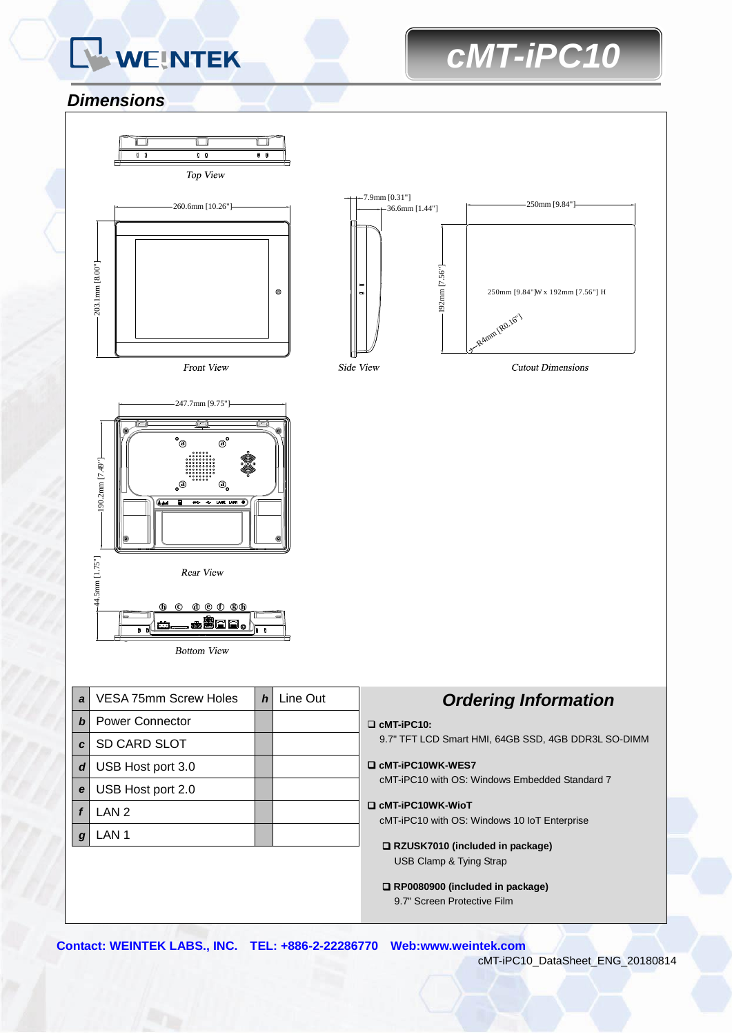## Dimensions

Top View

260.6mm [10.26"]

203.1mm [8.00"]

Front View

7.9mm [0.31"]

36.6mm [1.44"]

Side View

250mm [9.84"]

192mm [7.56"]

250mm [9.84"]W x 192mm [7.56"] H

R4mm [R0.16"]

Cutout Dimensions

247.7mm [9.75"]

190.2mm [7.49"]

Rear View

44.5mm [1.75"]

Bottom View

| | | | |
|---|---|---|---|
| a | VESA 75mm Screw Holes | h | Line Out |
| b | Power Connector | | |
| c | SD CARD SLOT | | |
| d | USB Host port 3.0 | | |
| e | USB Host port 2.0 | | |
| f | LAN 2 | | |
| g | LAN 1 | | |

## Ordering Information

- **cMT-iPC10:**
  9.7" TFT LCD Smart HMI, 64GB SSD, 4GB DDR3L SO-DIMM
- **cMT-iPC10WK-WES7**
  cMT-iPC10 with OS: Windows Embedded Standard 7
- **cMT-iPC10WK-WioT**
  cMT-iPC10 with OS: Windows 10 IoT Enterprise
  - **RZUSK7010 (included in package)**
    USB Clamp & Tying Strap
  - **RP0080900 (included in package)**
    9.7" Screen Protective Film

**Contact: WEINTEK LABS., INC. TEL: +886-2-22286770 Web:www.weintek.com**

cMT-iPC10_DataSheet_ENG_20180814